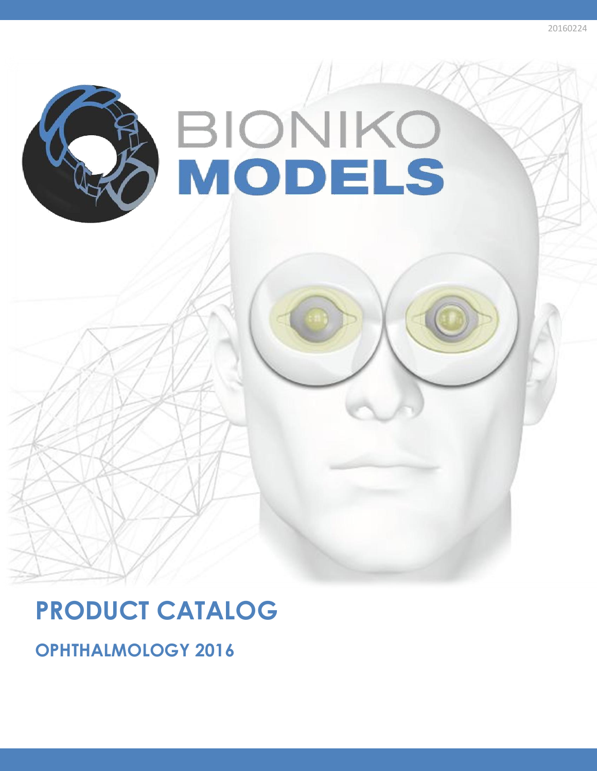20160224

# BIONIKO MODELS

## PRODUCT CATALOG

### OPHTHALMOLOGY 2016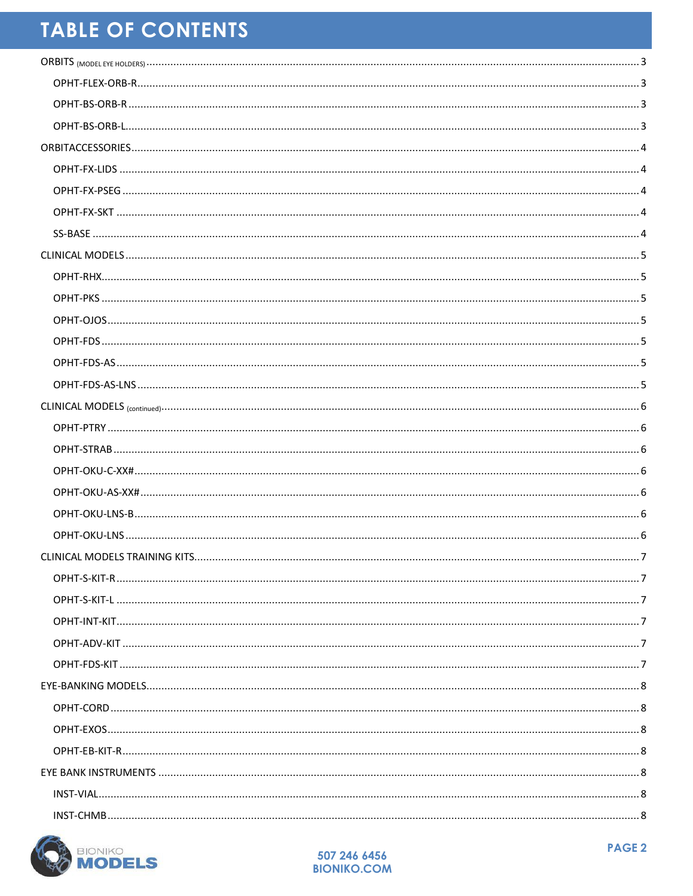# TABLE OF CONTENTS

ORBITS (MODEL EYE HOLDERS) ........ 3

- OPHT-FLEX-ORB-R ........ 3
- OPHT-BS-ORB-R ........ 3
- OPHT-BS-ORB-L ........ 3

ORBITACCESSORIES ........ 4

- OPHT-FX-LIDS ........ 4
- OPHT-FX-PSEG ........ 4
- OPHT-FX-SKT ........ 4
- SS-BASE ........ 4

CLINICAL MODELS ........ 5

- OPHT-RHX ........ 5
- OPHT-PKS ........ 5
- OPHT-OJOS ........ 5
- OPHT-FDS ........ 5
- OPHT-FDS-AS ........ 5
- OPHT-FDS-AS-LNS ........ 5

CLINICAL MODELS (continued) ........ 6

- OPHT-PTRY ........ 6
- OPHT-STRAB ........ 6
- OPHT-OKU-C-XX# ........ 6
- OPHT-OKU-AS-XX# ........ 6
- OPHT-OKU-LNS-B ........ 6
- OPHT-OKU-LNS ........ 6

CLINICAL MODELS TRAINING KITS ........ 7

- OPHT-S-KIT-R ........ 7
- OPHT-S-KIT-L ........ 7
- OPHT-INT-KIT ........ 7
- OPHT-ADV-KIT ........ 7
- OPHT-FDS-KIT ........ 7

EYE-BANKING MODELS ........ 8

- OPHT-CORD ........ 8
- OPHT-EXOS ........ 8
- OPHT-EB-KIT-R ........ 8

EYE BANK INSTRUMENTS ........ 8

- INST-VIAL ........ 8
- INST-CHMB ........ 8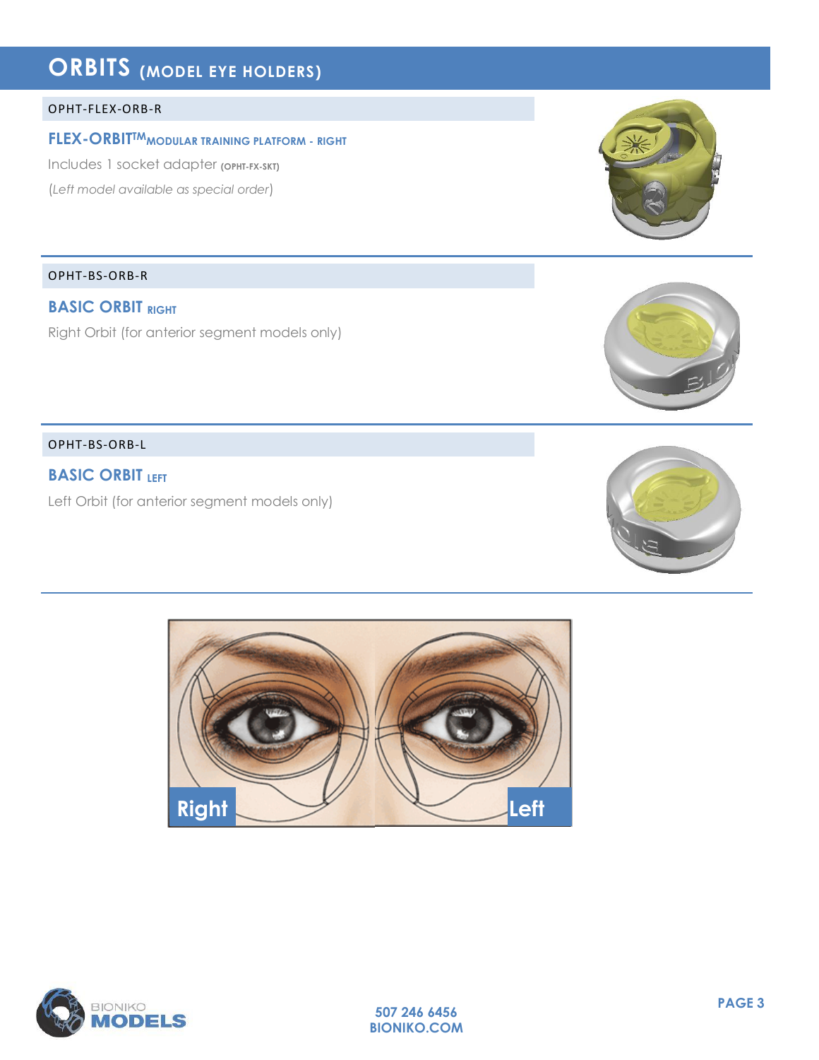# ORBITS (MODEL EYE HOLDERS)

OPHT-FLEX-ORB-R

## FLEX-ORBIT™ MODULAR TRAINING PLATFORM - RIGHT

Includes 1 socket adapter (OPHT-FX-SKT)

(*Left model available as special order*)

---

OPHT-BS-ORB-R

## BASIC ORBIT RIGHT

Right Orbit (for anterior segment models only)

---

OPHT-BS-ORB-L

## BASIC ORBIT LEFT

Left Orbit (for anterior segment models only)

---

Right

Left

BIONIKO MODELS

507 246 6456
BIONIKO.COM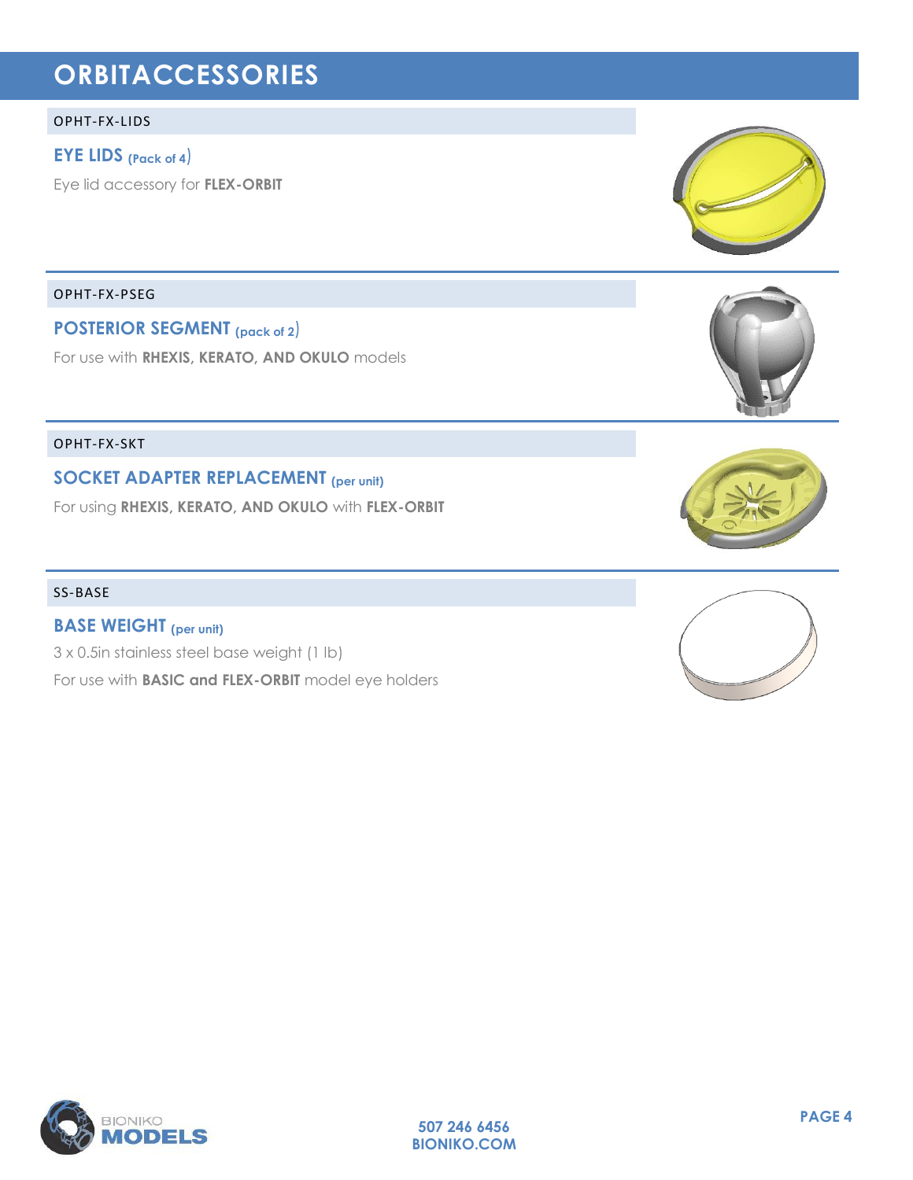# ORBITACCESSORIES

OPHT-FX-LIDS

## EYE LIDS (Pack of 4)

Eye lid accessory for **FLEX-ORBIT**

OPHT-FX-PSEG

## POSTERIOR SEGMENT (pack of 2)

For use with **RHEXIS, KERATO, AND OKULO** models

OPHT-FX-SKT

## SOCKET ADAPTER REPLACEMENT (per unit)

For using **RHEXIS, KERATO, AND OKULO** with **FLEX-ORBIT**

SS-BASE

## BASE WEIGHT (per unit)

3 x 0.5in stainless steel base weight (1 lb)

For use with **BASIC and FLEX-ORBIT** model eye holders

507 246 6456
BIONIKO.COM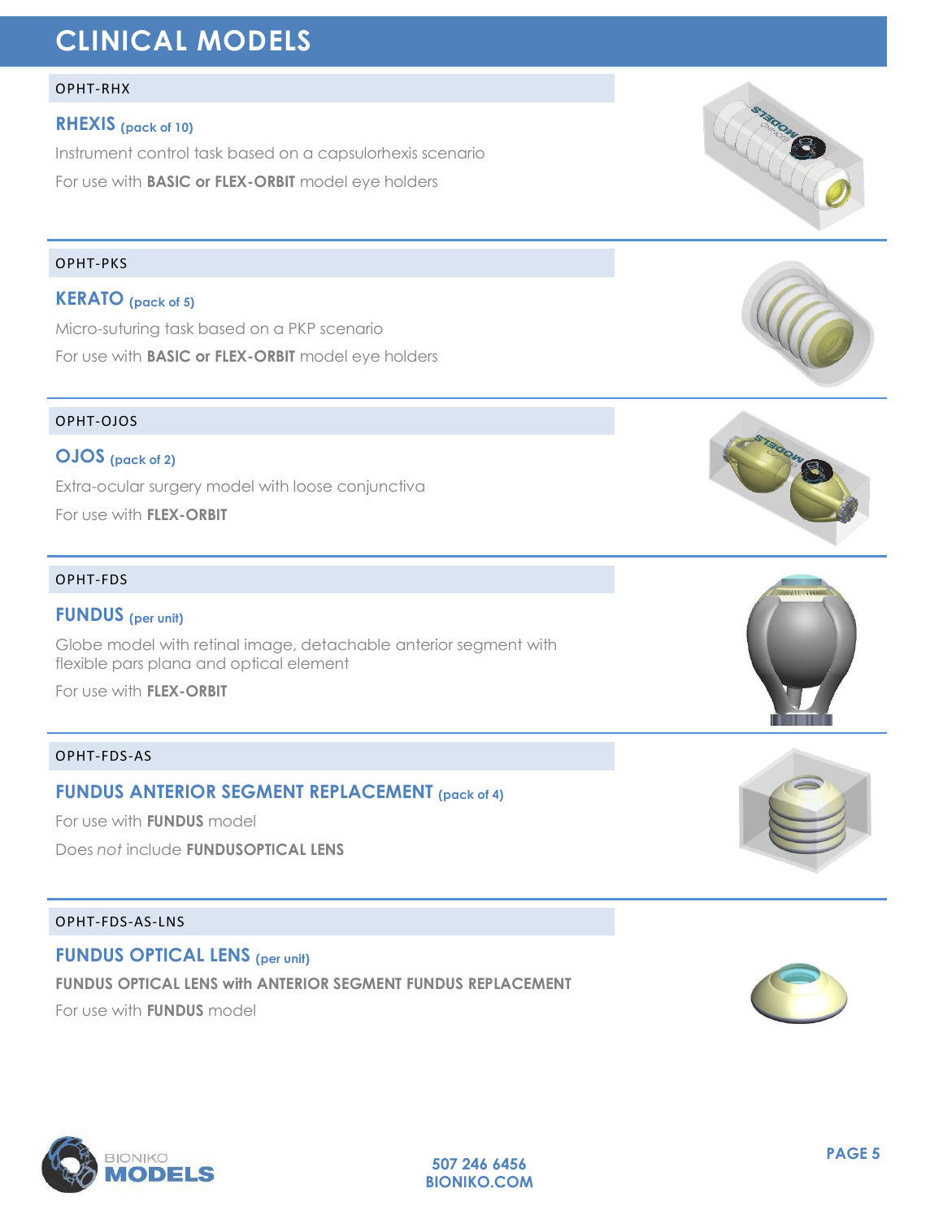# CLINICAL MODELS

OPHT-RHX

## RHEXIS (pack of 10)

Instrument control task based on a capsulorhexis scenario

For use with **BASIC or FLEX-ORBIT** model eye holders

OPHT-PKS

## KERATO (pack of 5)

Micro-suturing task based on a PKP scenario

For use with **BASIC or FLEX-ORBIT** model eye holders

OPHT-OJOS

## OJOS (pack of 2)

Extra-ocular surgery model with loose conjunctiva

For use with **FLEX-ORBIT**

OPHT-FDS

## FUNDUS (per unit)

Globe model with retinal image, detachable anterior segment with flexible pars plana and optical element

For use with **FLEX-ORBIT**

OPHT-FDS-AS

## FUNDUS ANTERIOR SEGMENT REPLACEMENT (pack of 4)

For use with **FUNDUS** model

Does *not* include **FUNDUSOPTICAL LENS**

OPHT-FDS-AS-LNS

## FUNDUS OPTICAL LENS (per unit)

**FUNDUS OPTICAL LENS with ANTERIOR SEGMENT FUNDUS REPLACEMENT**

For use with **FUNDUS** model

BIONIKO MODELS

507 246 6456
BIONIKO.COM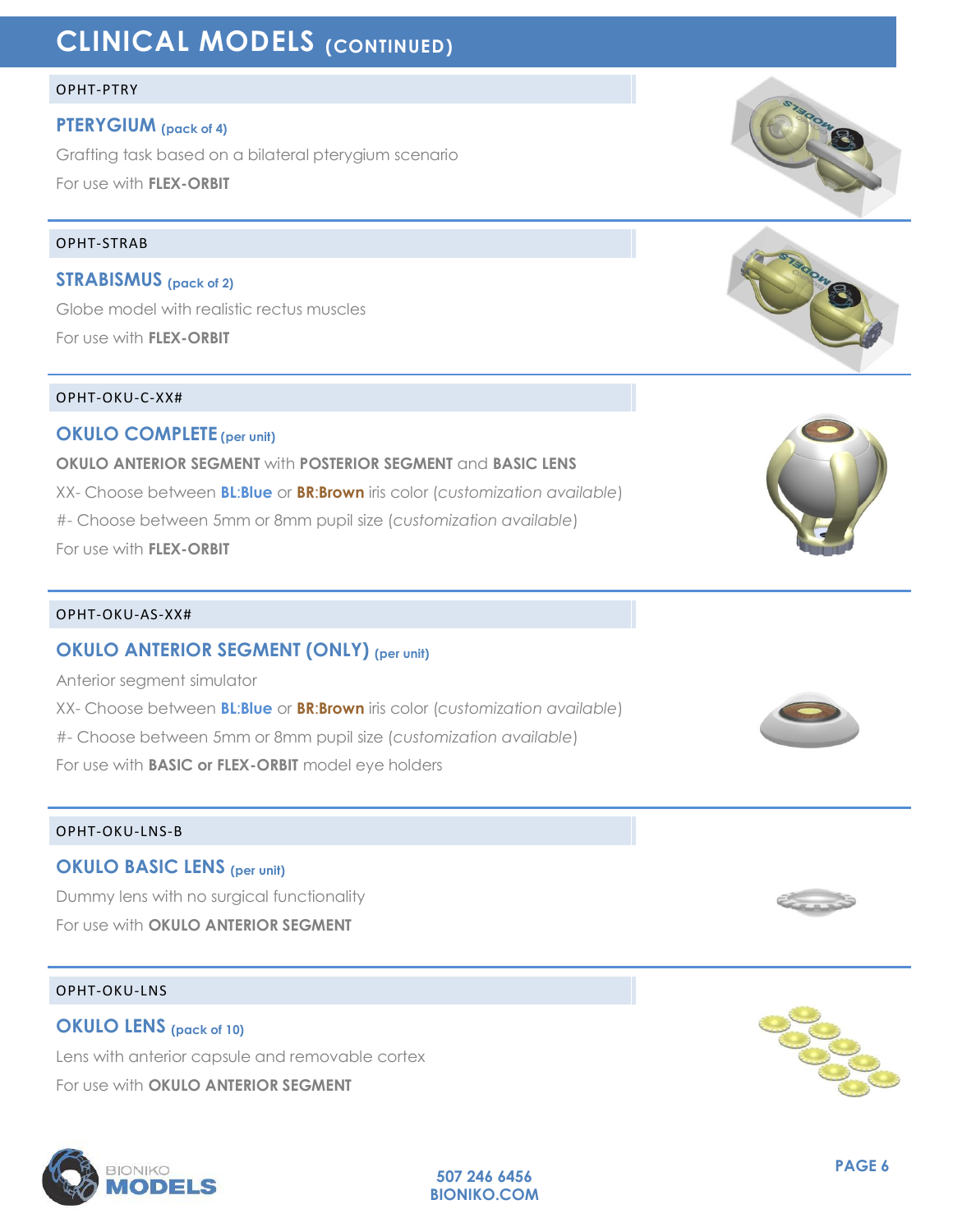# CLINICAL MODELS (CONTINUED)

OPHT-PTRY

## PTERYGIUM (pack of 4)

Grafting task based on a bilateral pterygium scenario

For use with **FLEX-ORBIT**

OPHT-STRAB

## STRABISMUS (pack of 2)

Globe model with realistic rectus muscles

For use with **FLEX-ORBIT**

OPHT-OKU-C-XX#

## OKULO COMPLETE (per unit)

**OKULO ANTERIOR SEGMENT** with **POSTERIOR SEGMENT** and **BASIC LENS**

XX- Choose between **BL**:**Blue** or **BR**:**Brown** iris color (*customization available*)

#- Choose between 5mm or 8mm pupil size (*customization available*)

For use with **FLEX-ORBIT**

OPHT-OKU-AS-XX#

## OKULO ANTERIOR SEGMENT (ONLY) (per unit)

Anterior segment simulator

XX- Choose between **BL**:**Blue** or **BR**:**Brown** iris color (*customization available*)

#- Choose between 5mm or 8mm pupil size (*customization available*)

For use with **BASIC or FLEX-ORBIT** model eye holders

OPHT-OKU-LNS-B

## OKULO BASIC LENS (per unit)

Dummy lens with no surgical functionality

For use with **OKULO ANTERIOR SEGMENT**

OPHT-OKU-LNS

## OKULO LENS (pack of 10)

Lens with anterior capsule and removable cortex

For use with **OKULO ANTERIOR SEGMENT**

BIONIKO MODELS

507 246 6456
BIONIKO.COM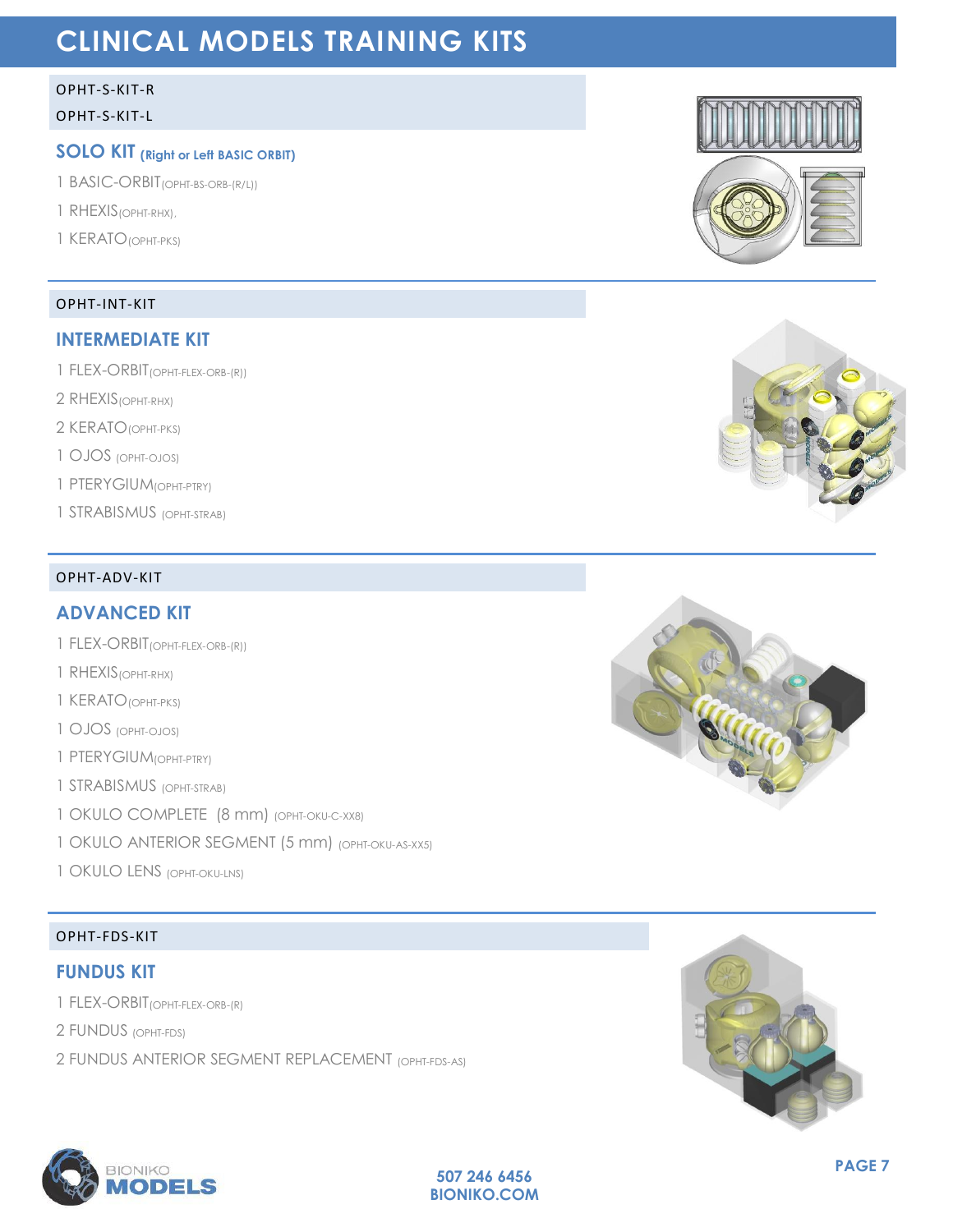# CLINICAL MODELS TRAINING KITS

OPHT-S-KIT-R

OPHT-S-KIT-L

## SOLO KIT (Right or Left BASIC ORBIT)

1 BASIC-ORBIT(OPHT-BS-ORB-(R/L))

1 RHEXIS(OPHT-RHX),

1 KERATO(OPHT-PKS)

OPHT-INT-KIT

## INTERMEDIATE KIT

1 FLEX-ORBIT(OPHT-FLEX-ORB-(R))

2 RHEXIS(OPHT-RHX)

2 KERATO(OPHT-PKS)

1 OJOS (OPHT-OJOS)

1 PTERYGIUM(OPHT-PTRY)

1 STRABISMUS (OPHT-STRAB)

OPHT-ADV-KIT

## ADVANCED KIT

1 FLEX-ORBIT(OPHT-FLEX-ORB-(R))

1 RHEXIS(OPHT-RHX)

1 KERATO(OPHT-PKS)

1 OJOS (OPHT-OJOS)

1 PTERYGIUM(OPHT-PTRY)

1 STRABISMUS (OPHT-STRAB)

1 OKULO COMPLETE (8 mm) (OPHT-OKU-C-XX8)

1 OKULO ANTERIOR SEGMENT (5 mm) (OPHT-OKU-AS-XX5)

1 OKULO LENS (OPHT-OKU-LNS)

OPHT-FDS-KIT

## FUNDUS KIT

1 FLEX-ORBIT(OPHT-FLEX-ORB-(R)

2 FUNDUS (OPHT-FDS)

2 FUNDUS ANTERIOR SEGMENT REPLACEMENT (OPHT-FDS-AS)

BIONIKO MODELS

507 246 6456
BIONIKO.COM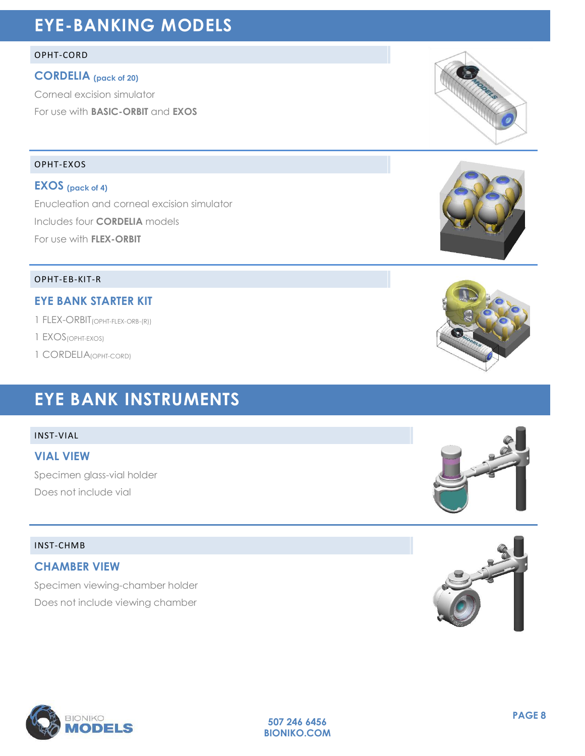# EYE-BANKING MODELS

OPHT-CORD

### CORDELIA (pack of 20)

Corneal excision simulator

For use with **BASIC-ORBIT** and **EXOS**

OPHT-EXOS

### EXOS (pack of 4)

Enucleation and corneal excision simulator

Includes four **CORDELIA** models

For use with **FLEX-ORBIT**

OPHT-EB-KIT-R

### EYE BANK STARTER KIT

1 FLEX-ORBIT(OPHT-FLEX-ORB-(R))

1 EXOS(OPHT-EXOS)

1 CORDELIA(OPHT-CORD)

# EYE BANK INSTRUMENTS

INST-VIAL

### VIAL VIEW

Specimen glass-vial holder

Does not include vial

INST-CHMB

### CHAMBER VIEW

Specimen viewing-chamber holder

Does not include viewing chamber

BIONIKO MODELS

507 246 6456
BIONIKO.COM